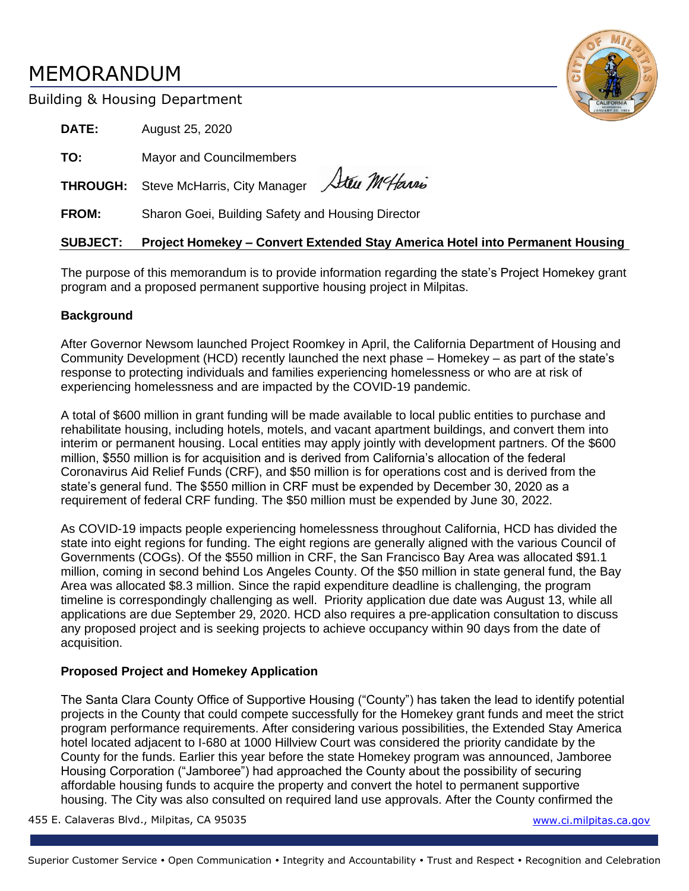# MEMORANDUM

Building & Housing Department

**DATE:** August 25, 2020

**TO:** Mayor and Councilmembers

**THROUGH:** Steve McHarris, City Manager

**FROM:** Sharon Goei, Building Safety and Housing Director

**SUBJECT: Project Homekey – Convert Extended Stay America Hotel into Permanent Housing**

The purpose of this memorandum is to provide information regarding the state's Project Homekey grant program and a proposed permanent supportive housing project in Milpitas.

**Background**

After Governor Newsom launched Project Roomkey in April, the California Department of Housing and Community Development (HCD) recently launched the next phase – Homekey – as part of the state's response to protecting individuals and families experiencing homelessness or who are at risk of experiencing homelessness and are impacted by the COVID-19 pandemic.

A total of $600 million in grant funding will be made available to local public entities to purchase and rehabilitate housing, including hotels, motels, and vacant apartment buildings, and convert them into interim or permanent housing. Local entities may apply jointly with development partners. Of the $600 million, $550 million is for acquisition and is derived from California's allocation of the federal Coronavirus Aid Relief Funds (CRF), and $50 million is for operations cost and is derived from the state's general fund. The $550 million in CRF must be expended by December 30, 2020 as a requirement of federal CRF funding. The $50 million must be expended by June 30, 2022.

As COVID-19 impacts people experiencing homelessness throughout California, HCD has divided the state into eight regions for funding. The eight regions are generally aligned with the various Council of Governments (COGs). Of the $550 million in CRF, the San Francisco Bay Area was allocated $91.1 million, coming in second behind Los Angeles County. Of the $50 million in state general fund, the Bay Area was allocated $8.3 million. Since the rapid expenditure deadline is challenging, the program timeline is correspondingly challenging as well. Priority application due date was August 13, while all applications are due September 29, 2020. HCD also requires a pre-application consultation to discuss any proposed project and is seeking projects to achieve occupancy within 90 days from the date of acquisition.

**Proposed Project and Homekey Application**

The Santa Clara County Office of Supportive Housing ("County") has taken the lead to identify potential projects in the County that could compete successfully for the Homekey grant funds and meet the strict program performance requirements. After considering various possibilities, the Extended Stay America hotel located adjacent to I-680 at 1000 Hillview Court was considered the priority candidate by the County for the funds. Earlier this year before the state Homekey program was announced, Jamboree Housing Corporation ("Jamboree") had approached the County about the possibility of securing affordable housing funds to acquire the property and convert the hotel to permanent supportive housing. The City was also consulted on required land use approvals. After the County confirmed the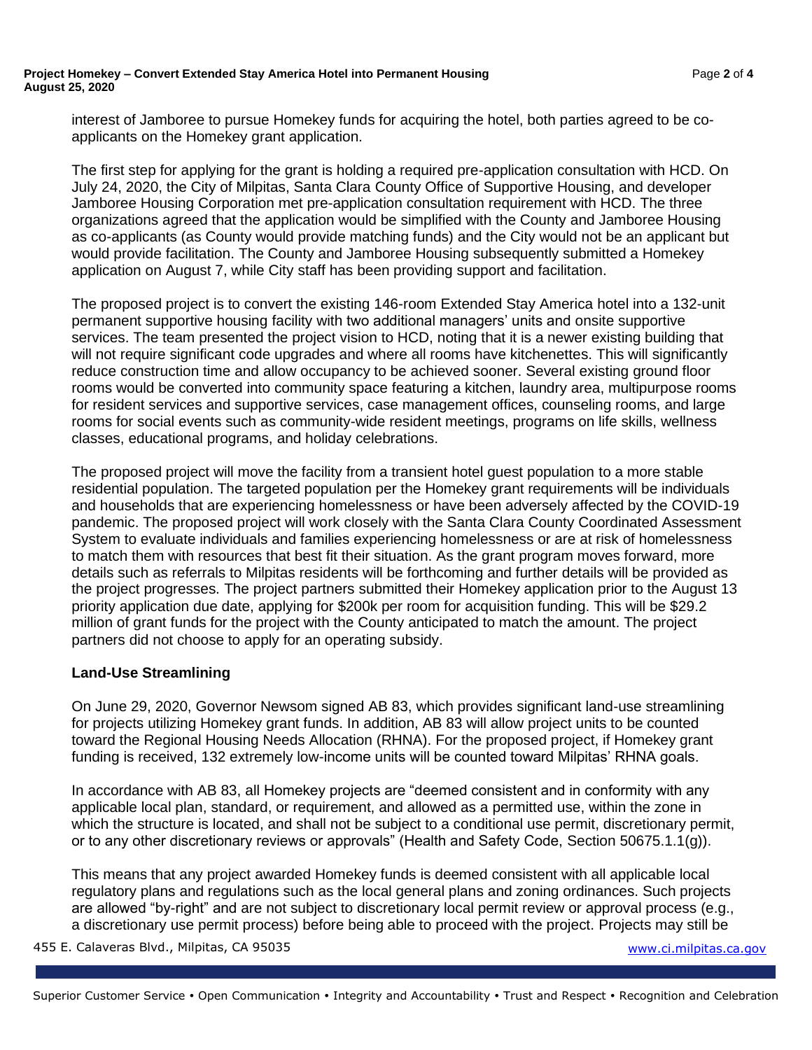interest of Jamboree to pursue Homekey funds for acquiring the hotel, both parties agreed to be co-applicants on the Homekey grant application.

The first step for applying for the grant is holding a required pre-application consultation with HCD. On July 24, 2020, the City of Milpitas, Santa Clara County Office of Supportive Housing, and developer Jamboree Housing Corporation met pre-application consultation requirement with HCD. The three organizations agreed that the application would be simplified with the County and Jamboree Housing as co-applicants (as County would provide matching funds) and the City would not be an applicant but would provide facilitation. The County and Jamboree Housing subsequently submitted a Homekey application on August 7, while City staff has been providing support and facilitation.

The proposed project is to convert the existing 146-room Extended Stay America hotel into a 132-unit permanent supportive housing facility with two additional managers' units and onsite supportive services. The team presented the project vision to HCD, noting that it is a newer existing building that will not require significant code upgrades and where all rooms have kitchenettes. This will significantly reduce construction time and allow occupancy to be achieved sooner. Several existing ground floor rooms would be converted into community space featuring a kitchen, laundry area, multipurpose rooms for resident services and supportive services, case management offices, counseling rooms, and large rooms for social events such as community-wide resident meetings, programs on life skills, wellness classes, educational programs, and holiday celebrations.

The proposed project will move the facility from a transient hotel guest population to a more stable residential population. The targeted population per the Homekey grant requirements will be individuals and households that are experiencing homelessness or have been adversely affected by the COVID-19 pandemic. The proposed project will work closely with the Santa Clara County Coordinated Assessment System to evaluate individuals and families experiencing homelessness or are at risk of homelessness to match them with resources that best fit their situation. As the grant program moves forward, more details such as referrals to Milpitas residents will be forthcoming and further details will be provided as the project progresses. The project partners submitted their Homekey application prior to the August 13 priority application due date, applying for $200k per room for acquisition funding. This will be $29.2 million of grant funds for the project with the County anticipated to match the amount. The project partners did not choose to apply for an operating subsidy.

**Land-Use Streamlining**

On June 29, 2020, Governor Newsom signed AB 83, which provides significant land-use streamlining for projects utilizing Homekey grant funds. In addition, AB 83 will allow project units to be counted toward the Regional Housing Needs Allocation (RHNA). For the proposed project, if Homekey grant funding is received, 132 extremely low-income units will be counted toward Milpitas' RHNA goals.

In accordance with AB 83, all Homekey projects are "deemed consistent and in conformity with any applicable local plan, standard, or requirement, and allowed as a permitted use, within the zone in which the structure is located, and shall not be subject to a conditional use permit, discretionary permit, or to any other discretionary reviews or approvals" (Health and Safety Code, Section 50675.1.1(g)).

This means that any project awarded Homekey funds is deemed consistent with all applicable local regulatory plans and regulations such as the local general plans and zoning ordinances. Such projects are allowed "by-right" and are not subject to discretionary local permit review or approval process (e.g., a discretionary use permit process) before being able to proceed with the project. Projects may still be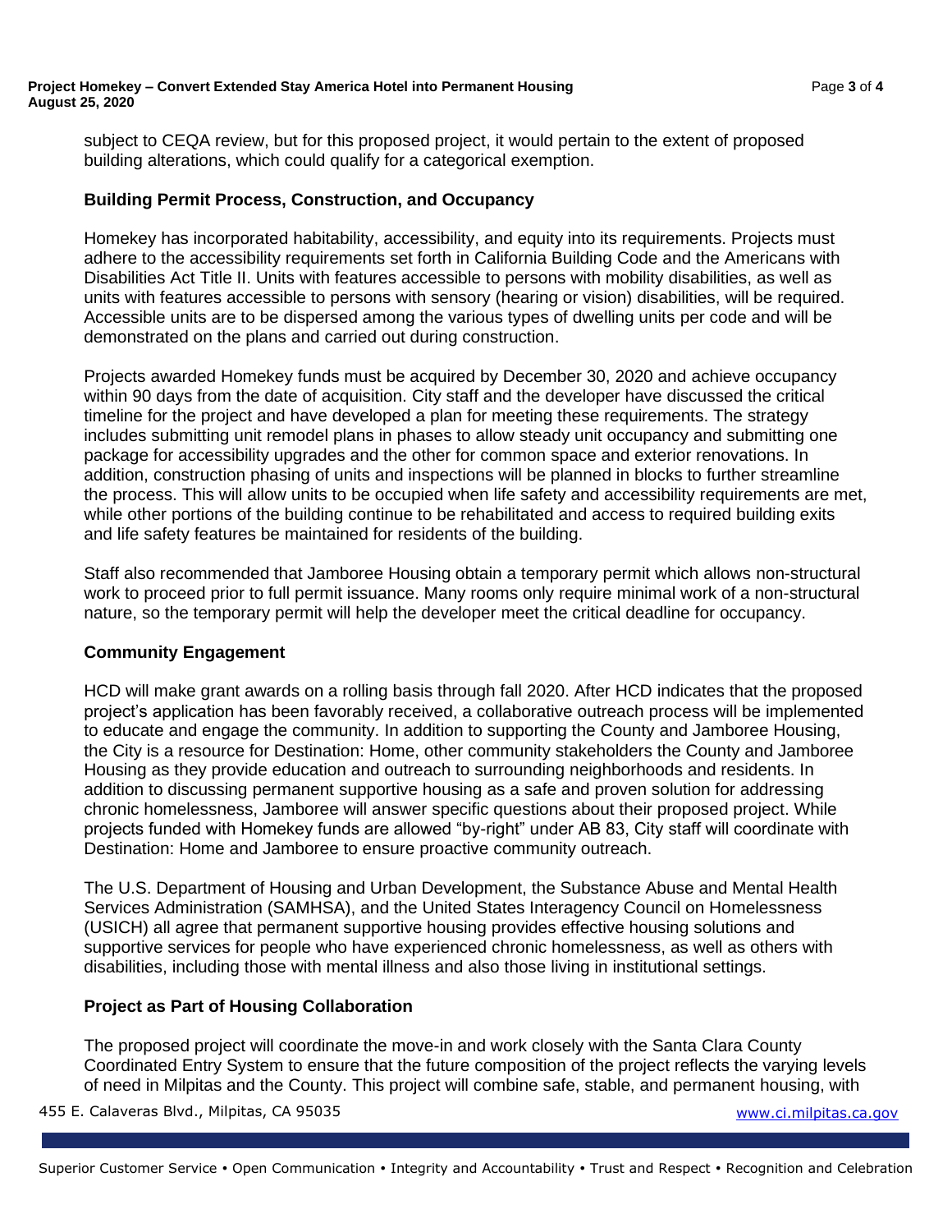subject to CEQA review, but for this proposed project, it would pertain to the extent of proposed building alterations, which could qualify for a categorical exemption.

### Building Permit Process, Construction, and Occupancy

Homekey has incorporated habitability, accessibility, and equity into its requirements. Projects must adhere to the accessibility requirements set forth in California Building Code and the Americans with Disabilities Act Title II. Units with features accessible to persons with mobility disabilities, as well as units with features accessible to persons with sensory (hearing or vision) disabilities, will be required. Accessible units are to be dispersed among the various types of dwelling units per code and will be demonstrated on the plans and carried out during construction.

Projects awarded Homekey funds must be acquired by December 30, 2020 and achieve occupancy within 90 days from the date of acquisition. City staff and the developer have discussed the critical timeline for the project and have developed a plan for meeting these requirements. The strategy includes submitting unit remodel plans in phases to allow steady unit occupancy and submitting one package for accessibility upgrades and the other for common space and exterior renovations. In addition, construction phasing of units and inspections will be planned in blocks to further streamline the process. This will allow units to be occupied when life safety and accessibility requirements are met, while other portions of the building continue to be rehabilitated and access to required building exits and life safety features be maintained for residents of the building.

Staff also recommended that Jamboree Housing obtain a temporary permit which allows non-structural work to proceed prior to full permit issuance. Many rooms only require minimal work of a non-structural nature, so the temporary permit will help the developer meet the critical deadline for occupancy.

### Community Engagement

HCD will make grant awards on a rolling basis through fall 2020. After HCD indicates that the proposed project's application has been favorably received, a collaborative outreach process will be implemented to educate and engage the community. In addition to supporting the County and Jamboree Housing, the City is a resource for Destination: Home, other community stakeholders the County and Jamboree Housing as they provide education and outreach to surrounding neighborhoods and residents. In addition to discussing permanent supportive housing as a safe and proven solution for addressing chronic homelessness, Jamboree will answer specific questions about their proposed project. While projects funded with Homekey funds are allowed "by-right" under AB 83, City staff will coordinate with Destination: Home and Jamboree to ensure proactive community outreach.

The U.S. Department of Housing and Urban Development, the Substance Abuse and Mental Health Services Administration (SAMHSA), and the United States Interagency Council on Homelessness (USICH) all agree that permanent supportive housing provides effective housing solutions and supportive services for people who have experienced chronic homelessness, as well as others with disabilities, including those with mental illness and also those living in institutional settings.

### Project as Part of Housing Collaboration

The proposed project will coordinate the move-in and work closely with the Santa Clara County Coordinated Entry System to ensure that the future composition of the project reflects the varying levels of need in Milpitas and the County. This project will combine safe, stable, and permanent housing, with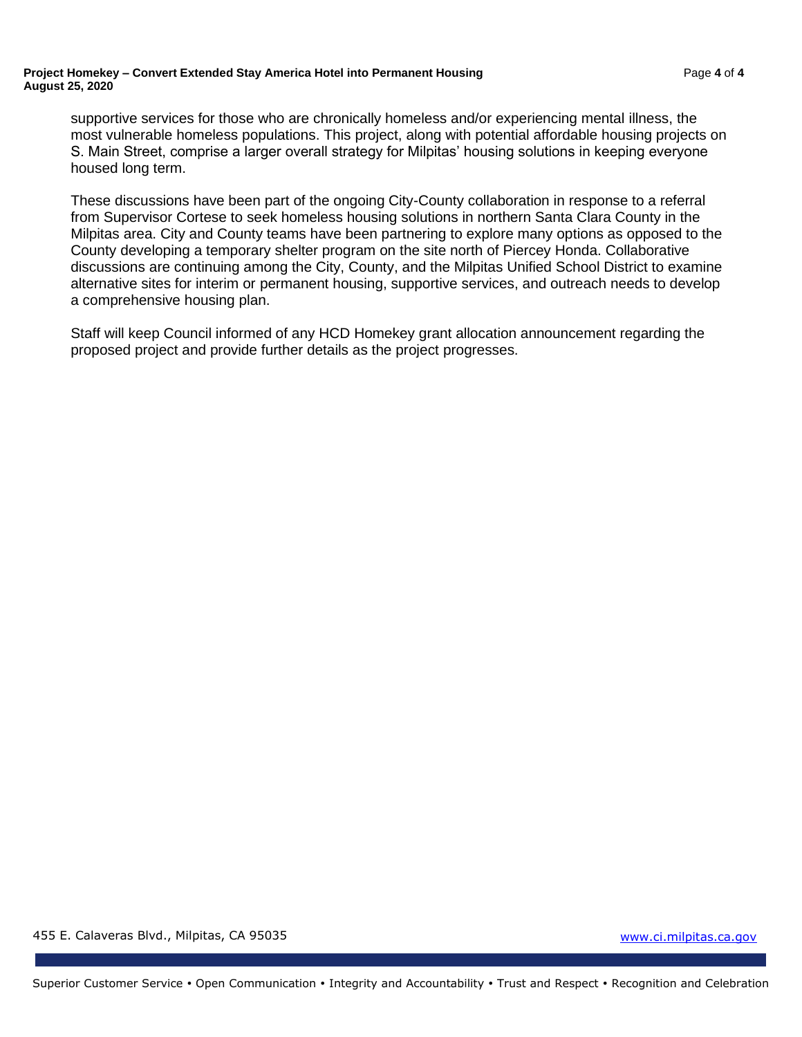supportive services for those who are chronically homeless and/or experiencing mental illness, the most vulnerable homeless populations. This project, along with potential affordable housing projects on S. Main Street, comprise a larger overall strategy for Milpitas' housing solutions in keeping everyone housed long term.

These discussions have been part of the ongoing City-County collaboration in response to a referral from Supervisor Cortese to seek homeless housing solutions in northern Santa Clara County in the Milpitas area. City and County teams have been partnering to explore many options as opposed to the County developing a temporary shelter program on the site north of Piercey Honda. Collaborative discussions are continuing among the City, County, and the Milpitas Unified School District to examine alternative sites for interim or permanent housing, supportive services, and outreach needs to develop a comprehensive housing plan.

Staff will keep Council informed of any HCD Homekey grant allocation announcement regarding the proposed project and provide further details as the project progresses.